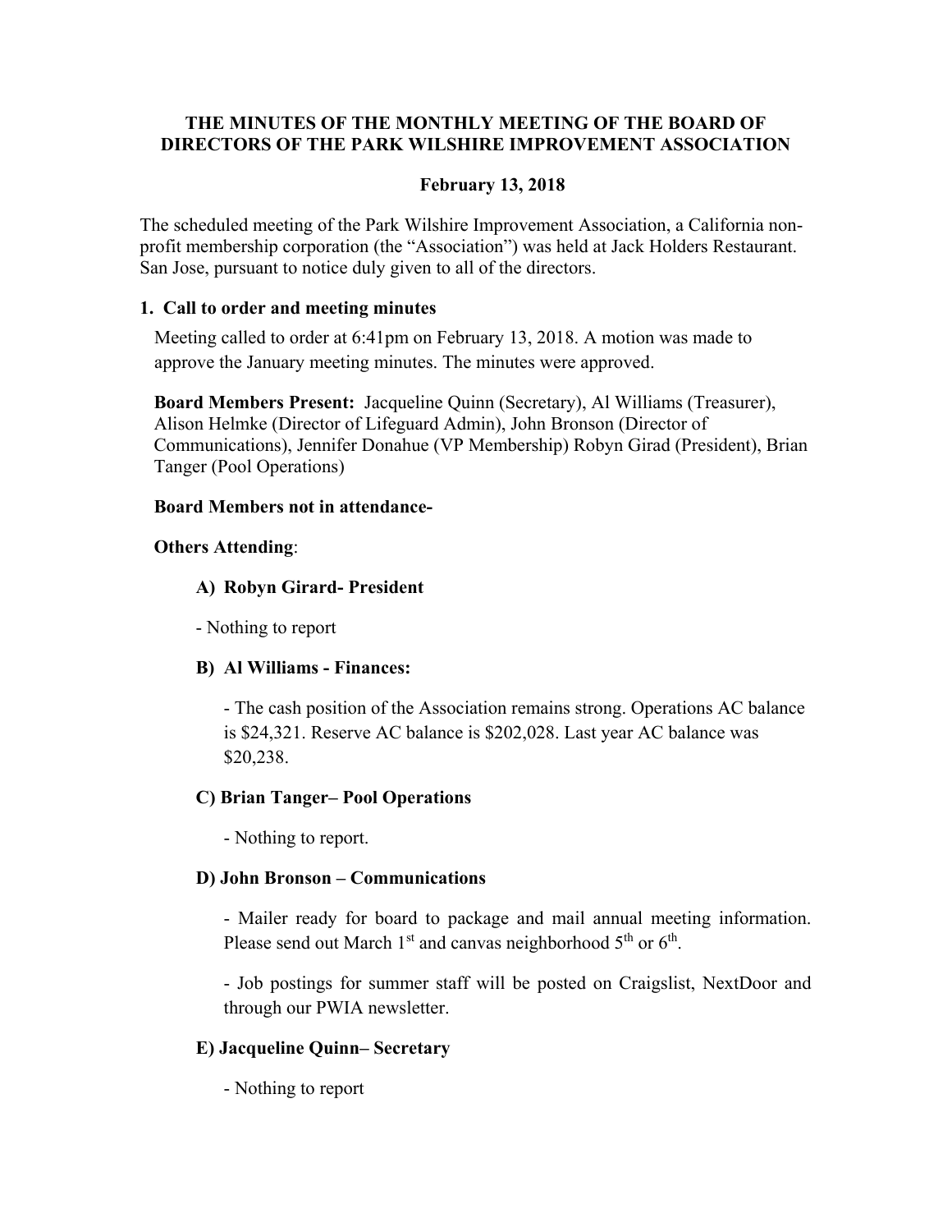# THE MINUTES OF THE MONTHLY MEETING OF THE BOARD OF DIRECTORS OF THE PARK WILSHIRE IMPROVEMENT ASSOCIATION

**February 13, 2018**

The scheduled meeting of the Park Wilshire Improvement Association, a California non-profit membership corporation (the "Association") was held at Jack Holders Restaurant. San Jose, pursuant to notice duly given to all of the directors.

## 1. Call to order and meeting minutes

Meeting called to order at 6:41pm on February 13, 2018. A motion was made to approve the January meeting minutes. The minutes were approved.

**Board Members Present:** Jacqueline Quinn (Secretary), Al Williams (Treasurer), Alison Helmke (Director of Lifeguard Admin), John Bronson (Director of Communications), Jennifer Donahue (VP Membership) Robyn Girad (President), Brian Tanger (Pool Operations)

**Board Members not in attendance-**

**Others Attending**:

### A) Robyn Girard- President

- Nothing to report

### B) Al Williams - Finances:

- The cash position of the Association remains strong. Operations AC balance is $24,321. Reserve AC balance is $202,028. Last year AC balance was $20,238.

### C) Brian Tanger– Pool Operations

- Nothing to report.

### D) John Bronson – Communications

- Mailer ready for board to package and mail annual meeting information. Please send out March 1st and canvas neighborhood 5th or 6th.

- Job postings for summer staff will be posted on Craigslist, NextDoor and through our PWIA newsletter.

### E) Jacqueline Quinn– Secretary

- Nothing to report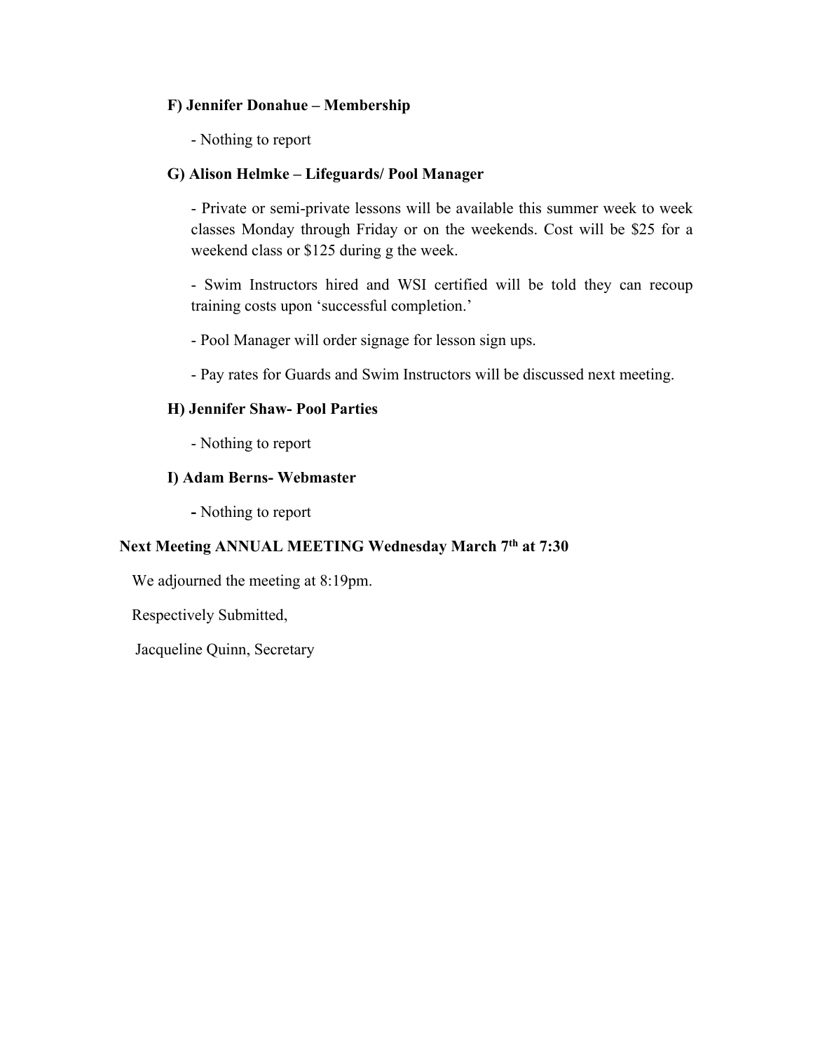**F) Jennifer Donahue – Membership**

- Nothing to report

**G) Alison Helmke – Lifeguards/ Pool Manager**

- Private or semi-private lessons will be available this summer week to week classes Monday through Friday or on the weekends. Cost will be $25 for a weekend class or $125 during g the week.

- Swim Instructors hired and WSI certified will be told they can recoup training costs upon 'successful completion.'

- Pool Manager will order signage for lesson sign ups.

- Pay rates for Guards and Swim Instructors will be discussed next meeting.

**H) Jennifer Shaw- Pool Parties**

- Nothing to report

**I) Adam Berns- Webmaster**

- Nothing to report

**Next Meeting ANNUAL MEETING Wednesday March 7th at 7:30**

We adjourned the meeting at 8:19pm.

Respectively Submitted,

Jacqueline Quinn, Secretary